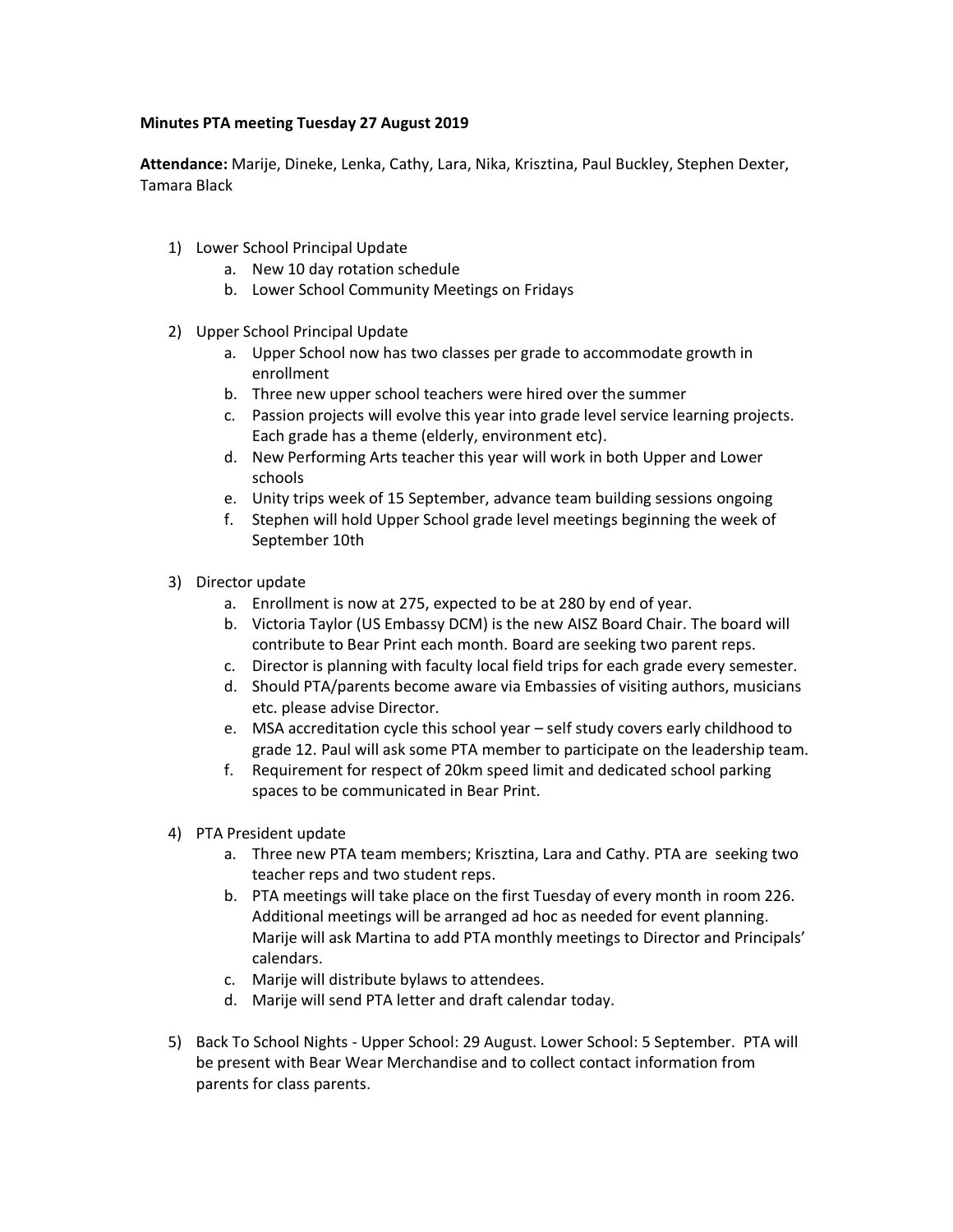**Minutes PTA meeting Tuesday 27 August 2019**

**Attendance:** Marije, Dineke, Lenka, Cathy, Lara, Nika, Krisztina, Paul Buckley, Stephen Dexter, Tamara Black

1) Lower School Principal Update
    a. New 10 day rotation schedule
    b. Lower School Community Meetings on Fridays

2) Upper School Principal Update
    a. Upper School now has two classes per grade to accommodate growth in enrollment
    b. Three new upper school teachers were hired over the summer
    c. Passion projects will evolve this year into grade level service learning projects. Each grade has a theme (elderly, environment etc).
    d. New Performing Arts teacher this year will work in both Upper and Lower schools
    e. Unity trips week of 15 September, advance team building sessions ongoing
    f. Stephen will hold Upper School grade level meetings beginning the week of September 10th

3) Director update
    a. Enrollment is now at 275, expected to be at 280 by end of year.
    b. Victoria Taylor (US Embassy DCM) is the new AISZ Board Chair. The board will contribute to Bear Print each month. Board are seeking two parent reps.
    c. Director is planning with faculty local field trips for each grade every semester.
    d. Should PTA/parents become aware via Embassies of visiting authors, musicians etc. please advise Director.
    e. MSA accreditation cycle this school year – self study covers early childhood to grade 12. Paul will ask some PTA member to participate on the leadership team.
    f. Requirement for respect of 20km speed limit and dedicated school parking spaces to be communicated in Bear Print.

4) PTA President update
    a. Three new PTA team members; Krisztina, Lara and Cathy. PTA are seeking two teacher reps and two student reps.
    b. PTA meetings will take place on the first Tuesday of every month in room 226. Additional meetings will be arranged ad hoc as needed for event planning. Marije will ask Martina to add PTA monthly meetings to Director and Principals' calendars.
    c. Marije will distribute bylaws to attendees.
    d. Marije will send PTA letter and draft calendar today.

5) Back To School Nights - Upper School: 29 August. Lower School: 5 September. PTA will be present with Bear Wear Merchandise and to collect contact information from parents for class parents.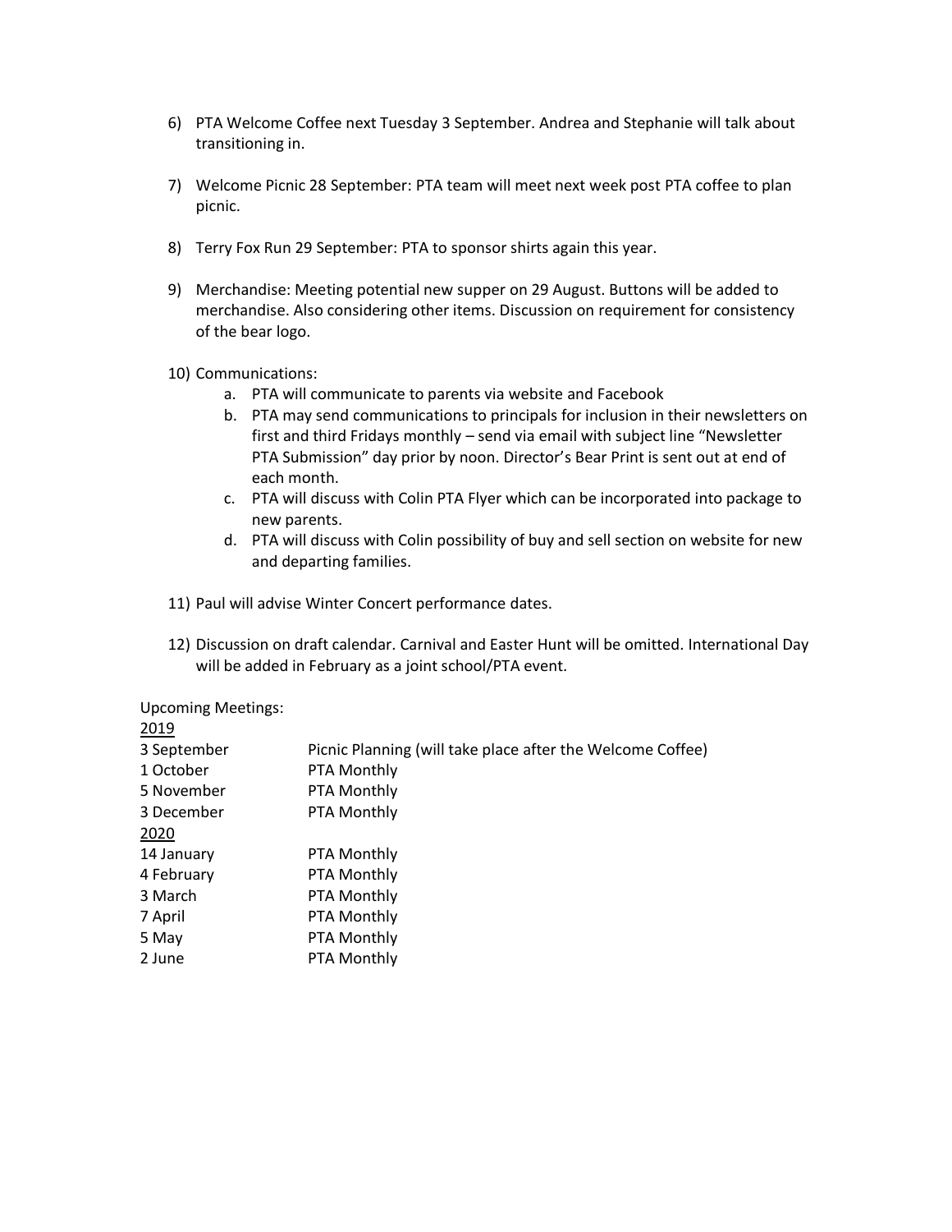6) PTA Welcome Coffee next Tuesday 3 September. Andrea and Stephanie will talk about transitioning in.

7) Welcome Picnic 28 September: PTA team will meet next week post PTA coffee to plan picnic.

8) Terry Fox Run 29 September: PTA to sponsor shirts again this year.

9) Merchandise: Meeting potential new supper on 29 August. Buttons will be added to merchandise. Also considering other items. Discussion on requirement for consistency of the bear logo.

10) Communications:
    a. PTA will communicate to parents via website and Facebook
    b. PTA may send communications to principals for inclusion in their newsletters on first and third Fridays monthly – send via email with subject line "Newsletter PTA Submission" day prior by noon. Director's Bear Print is sent out at end of each month.
    c. PTA will discuss with Colin PTA Flyer which can be incorporated into package to new parents.
    d. PTA will discuss with Colin possibility of buy and sell section on website for new and departing families.

11) Paul will advise Winter Concert performance dates.

12) Discussion on draft calendar. Carnival and Easter Hunt will be omitted. International Day will be added in February as a joint school/PTA event.

Upcoming Meetings:

| | |
|---|---|
| <u>2019</u> | |
| 3 September | Picnic Planning (will take place after the Welcome Coffee) |
| 1 October | PTA Monthly |
| 5 November | PTA Monthly |
| 3 December | PTA Monthly |
| <u>2020</u> | |
| 14 January | PTA Monthly |
| 4 February | PTA Monthly |
| 3 March | PTA Monthly |
| 7 April | PTA Monthly |
| 5 May | PTA Monthly |
| 2 June | PTA Monthly |